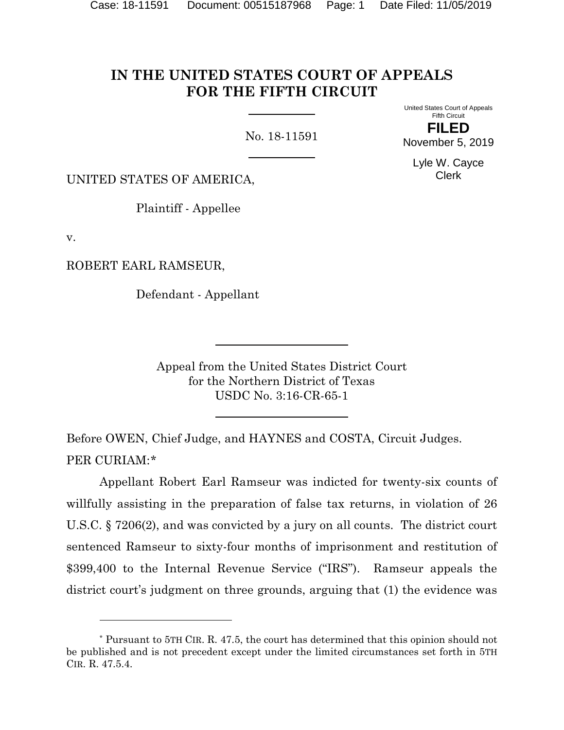# IN THE UNITED STATES COURT OF APPEALS FOR THE FIFTH CIRCUIT

No. 18-11591

United States Court of Appeals
Fifth Circuit

**FILED**

November 5, 2019

Lyle W. Cayce
Clerk

UNITED STATES OF AMERICA,

Plaintiff - Appellee

v.

ROBERT EARL RAMSEUR,

Defendant - Appellant

Appeal from the United States District Court
for the Northern District of Texas
USDC No. 3:16-CR-65-1

Before OWEN, Chief Judge, and HAYNES and COSTA, Circuit Judges.

PER CURIAM:*

Appellant Robert Earl Ramseur was indicted for twenty-six counts of willfully assisting in the preparation of false tax returns, in violation of 26 U.S.C. § 7206(2), and was convicted by a jury on all counts. The district court sentenced Ramseur to sixty-four months of imprisonment and restitution of $399,400 to the Internal Revenue Service ("IRS"). Ramseur appeals the district court's judgment on three grounds, arguing that (1) the evidence was

---

* Pursuant to 5TH CIR. R. 47.5, the court has determined that this opinion should not be published and is not precedent except under the limited circumstances set forth in 5TH CIR. R. 47.5.4.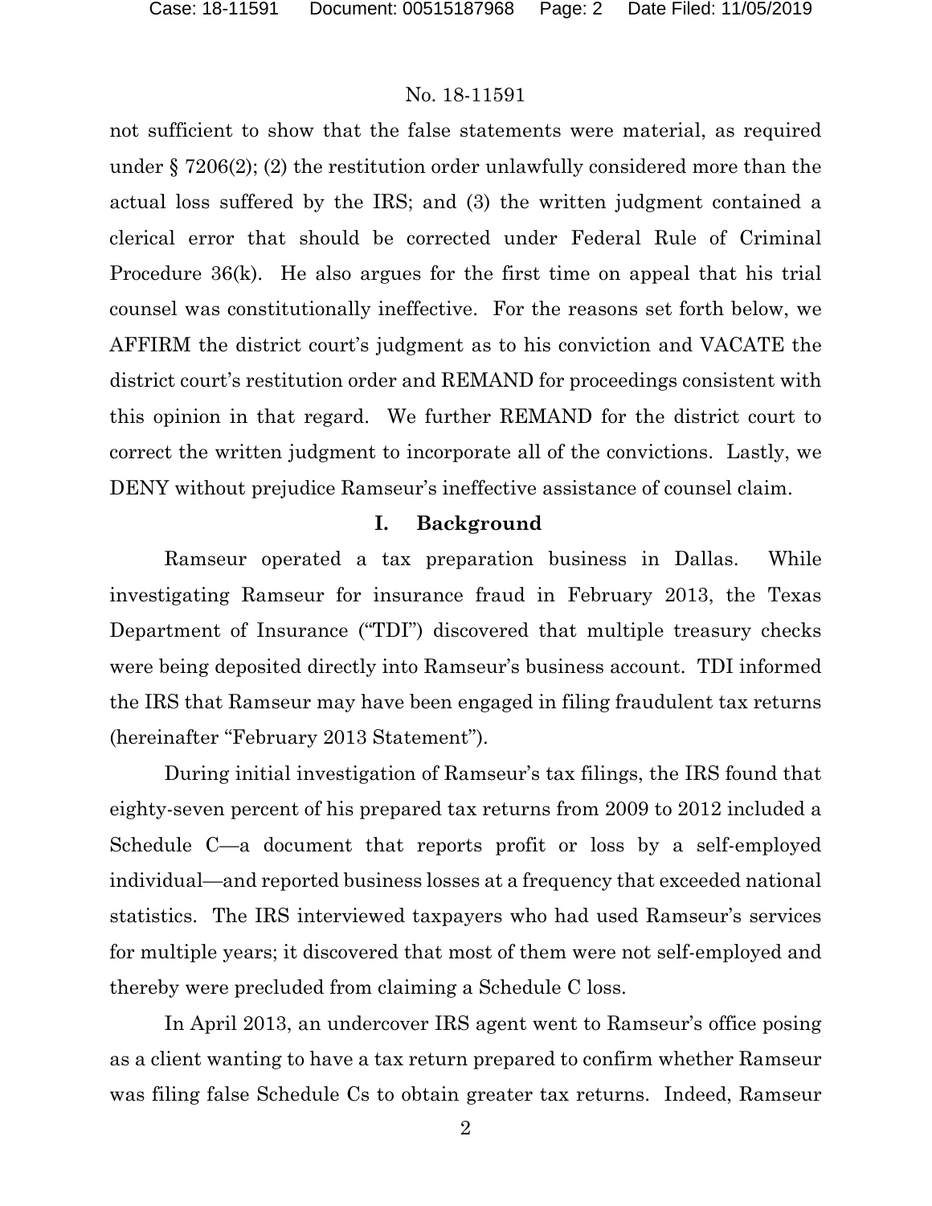not sufficient to show that the false statements were material, as required under § 7206(2); (2) the restitution order unlawfully considered more than the actual loss suffered by the IRS; and (3) the written judgment contained a clerical error that should be corrected under Federal Rule of Criminal Procedure 36(k). He also argues for the first time on appeal that his trial counsel was constitutionally ineffective. For the reasons set forth below, we AFFIRM the district court's judgment as to his conviction and VACATE the district court's restitution order and REMAND for proceedings consistent with this opinion in that regard. We further REMAND for the district court to correct the written judgment to incorporate all of the convictions. Lastly, we DENY without prejudice Ramseur's ineffective assistance of counsel claim.

## I. Background

Ramseur operated a tax preparation business in Dallas. While investigating Ramseur for insurance fraud in February 2013, the Texas Department of Insurance ("TDI") discovered that multiple treasury checks were being deposited directly into Ramseur's business account. TDI informed the IRS that Ramseur may have been engaged in filing fraudulent tax returns (hereinafter "February 2013 Statement").

During initial investigation of Ramseur's tax filings, the IRS found that eighty-seven percent of his prepared tax returns from 2009 to 2012 included a Schedule C—a document that reports profit or loss by a self-employed individual—and reported business losses at a frequency that exceeded national statistics. The IRS interviewed taxpayers who had used Ramseur's services for multiple years; it discovered that most of them were not self-employed and thereby were precluded from claiming a Schedule C loss.

In April 2013, an undercover IRS agent went to Ramseur's office posing as a client wanting to have a tax return prepared to confirm whether Ramseur was filing false Schedule Cs to obtain greater tax returns. Indeed, Ramseur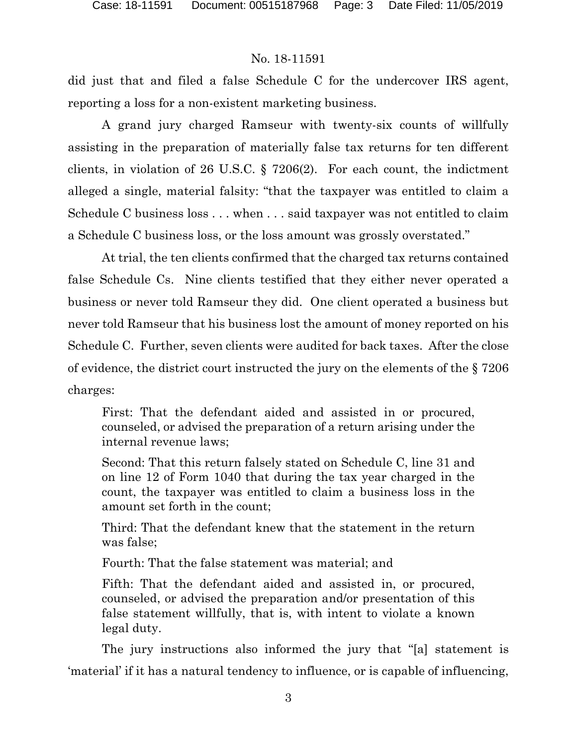did just that and filed a false Schedule C for the undercover IRS agent, reporting a loss for a non-existent marketing business.

A grand jury charged Ramseur with twenty-six counts of willfully assisting in the preparation of materially false tax returns for ten different clients, in violation of 26 U.S.C. § 7206(2). For each count, the indictment alleged a single, material falsity: "that the taxpayer was entitled to claim a Schedule C business loss . . . when . . . said taxpayer was not entitled to claim a Schedule C business loss, or the loss amount was grossly overstated."

At trial, the ten clients confirmed that the charged tax returns contained false Schedule Cs. Nine clients testified that they either never operated a business or never told Ramseur they did. One client operated a business but never told Ramseur that his business lost the amount of money reported on his Schedule C. Further, seven clients were audited for back taxes. After the close of evidence, the district court instructed the jury on the elements of the § 7206 charges:

> First: That the defendant aided and assisted in or procured, counseled, or advised the preparation of a return arising under the internal revenue laws;
>
> Second: That this return falsely stated on Schedule C, line 31 and on line 12 of Form 1040 that during the tax year charged in the count, the taxpayer was entitled to claim a business loss in the amount set forth in the count;
>
> Third: That the defendant knew that the statement in the return was false;
>
> Fourth: That the false statement was material; and
>
> Fifth: That the defendant aided and assisted in, or procured, counseled, or advised the preparation and/or presentation of this false statement willfully, that is, with intent to violate a known legal duty.

The jury instructions also informed the jury that "[a] statement is 'material' if it has a natural tendency to influence, or is capable of influencing,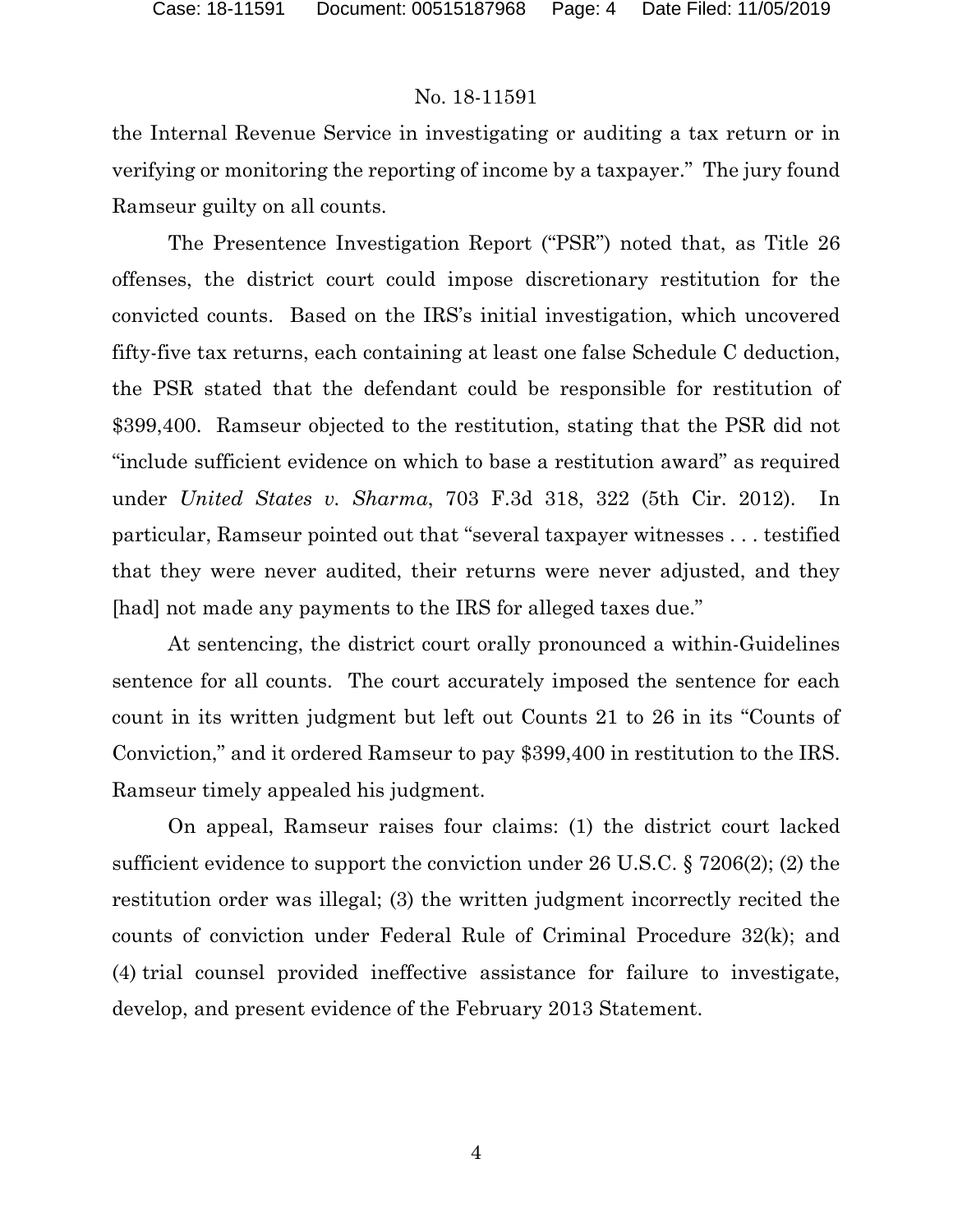the Internal Revenue Service in investigating or auditing a tax return or in verifying or monitoring the reporting of income by a taxpayer." The jury found Ramseur guilty on all counts.

The Presentence Investigation Report ("PSR") noted that, as Title 26 offenses, the district court could impose discretionary restitution for the convicted counts. Based on the IRS's initial investigation, which uncovered fifty-five tax returns, each containing at least one false Schedule C deduction, the PSR stated that the defendant could be responsible for restitution of $399,400. Ramseur objected to the restitution, stating that the PSR did not "include sufficient evidence on which to base a restitution award" as required under *United States v. Sharma*, 703 F.3d 318, 322 (5th Cir. 2012). In particular, Ramseur pointed out that "several taxpayer witnesses . . . testified that they were never audited, their returns were never adjusted, and they [had] not made any payments to the IRS for alleged taxes due."

At sentencing, the district court orally pronounced a within-Guidelines sentence for all counts. The court accurately imposed the sentence for each count in its written judgment but left out Counts 21 to 26 in its "Counts of Conviction," and it ordered Ramseur to pay $399,400 in restitution to the IRS. Ramseur timely appealed his judgment.

On appeal, Ramseur raises four claims: (1) the district court lacked sufficient evidence to support the conviction under 26 U.S.C. § 7206(2); (2) the restitution order was illegal; (3) the written judgment incorrectly recited the counts of conviction under Federal Rule of Criminal Procedure 32(k); and (4) trial counsel provided ineffective assistance for failure to investigate, develop, and present evidence of the February 2013 Statement.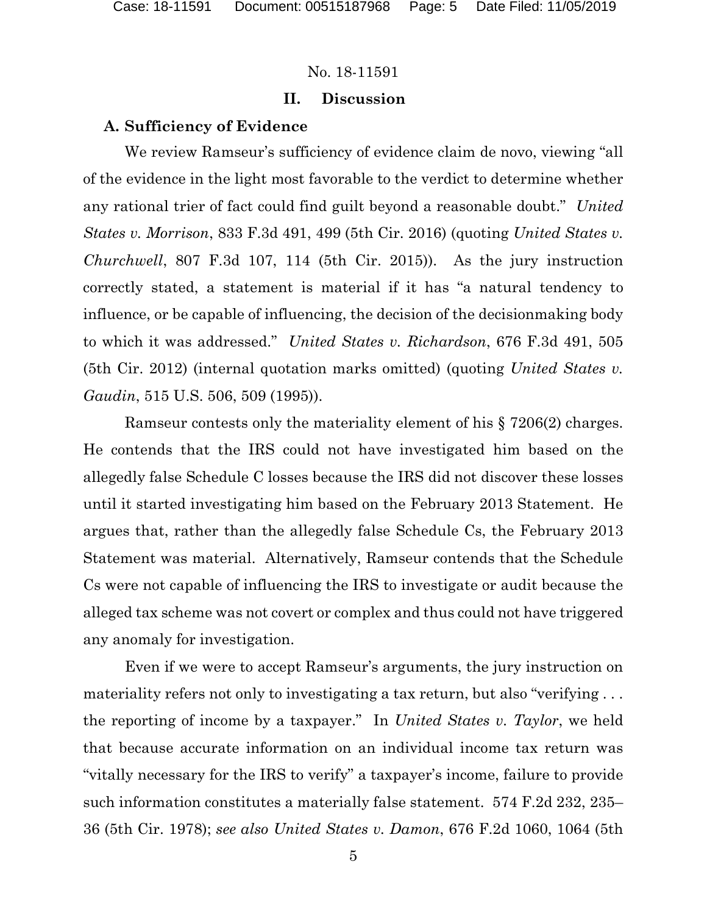No. 18-11591

## II. Discussion

### A. Sufficiency of Evidence

We review Ramseur's sufficiency of evidence claim de novo, viewing "all of the evidence in the light most favorable to the verdict to determine whether any rational trier of fact could find guilt beyond a reasonable doubt." *United States v. Morrison*, 833 F.3d 491, 499 (5th Cir. 2016) (quoting *United States v. Churchwell*, 807 F.3d 107, 114 (5th Cir. 2015)). As the jury instruction correctly stated, a statement is material if it has "a natural tendency to influence, or be capable of influencing, the decision of the decisionmaking body to which it was addressed." *United States v. Richardson*, 676 F.3d 491, 505 (5th Cir. 2012) (internal quotation marks omitted) (quoting *United States v. Gaudin*, 515 U.S. 506, 509 (1995)).

Ramseur contests only the materiality element of his § 7206(2) charges. He contends that the IRS could not have investigated him based on the allegedly false Schedule C losses because the IRS did not discover these losses until it started investigating him based on the February 2013 Statement. He argues that, rather than the allegedly false Schedule Cs, the February 2013 Statement was material. Alternatively, Ramseur contends that the Schedule Cs were not capable of influencing the IRS to investigate or audit because the alleged tax scheme was not covert or complex and thus could not have triggered any anomaly for investigation.

Even if we were to accept Ramseur's arguments, the jury instruction on materiality refers not only to investigating a tax return, but also "verifying . . . the reporting of income by a taxpayer." In *United States v. Taylor*, we held that because accurate information on an individual income tax return was "vitally necessary for the IRS to verify" a taxpayer's income, failure to provide such information constitutes a materially false statement. 574 F.2d 232, 235–36 (5th Cir. 1978); *see also United States v. Damon*, 676 F.2d 1060, 1064 (5th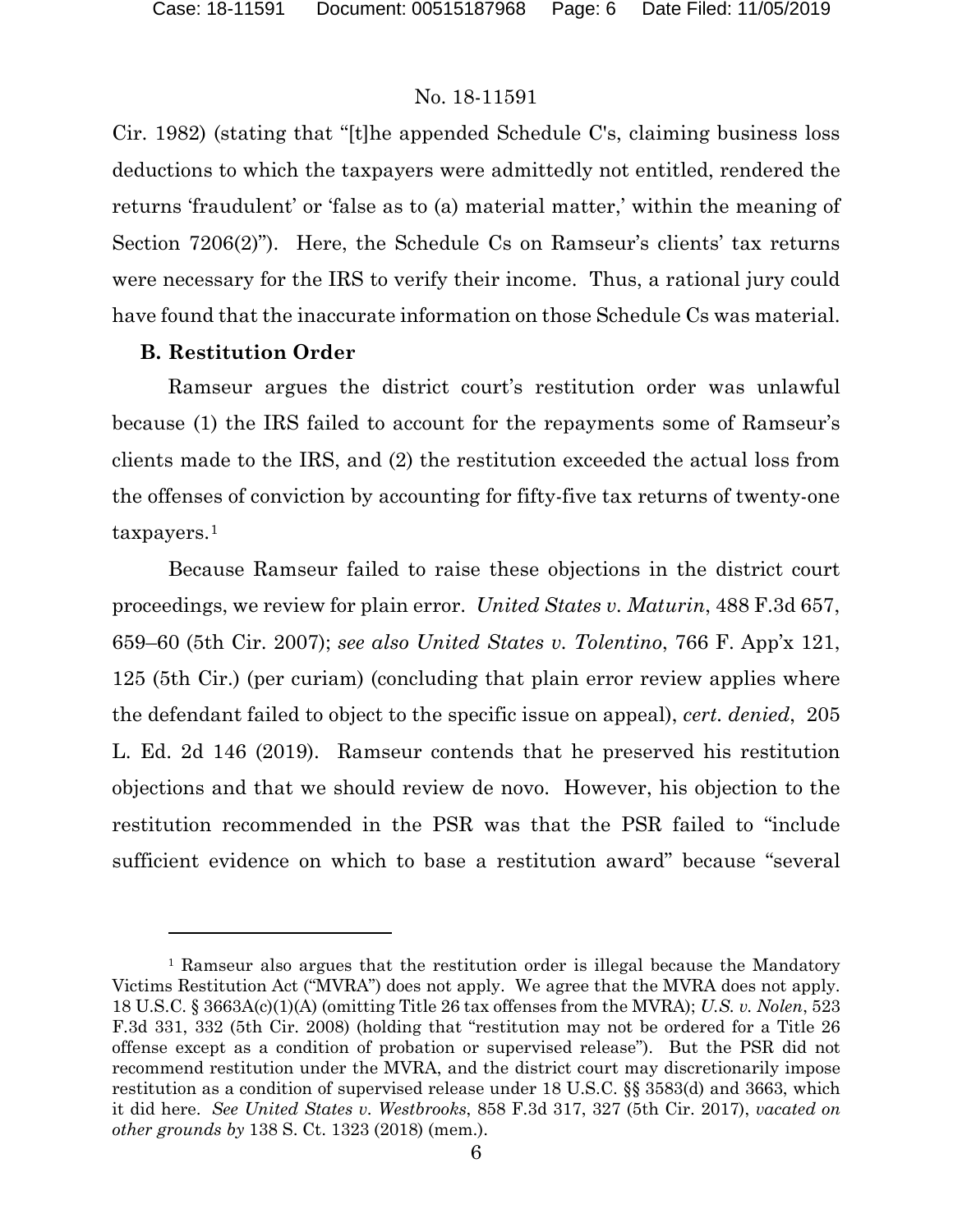Cir. 1982) (stating that "[t]he appended Schedule C's, claiming business loss deductions to which the taxpayers were admittedly not entitled, rendered the returns 'fraudulent' or 'false as to (a) material matter,' within the meaning of Section 7206(2)"). Here, the Schedule Cs on Ramseur's clients' tax returns were necessary for the IRS to verify their income. Thus, a rational jury could have found that the inaccurate information on those Schedule Cs was material.

**B. Restitution Order**

Ramseur argues the district court's restitution order was unlawful because (1) the IRS failed to account for the repayments some of Ramseur's clients made to the IRS, and (2) the restitution exceeded the actual loss from the offenses of conviction by accounting for fifty-five tax returns of twenty-one taxpayers.[1]

Because Ramseur failed to raise these objections in the district court proceedings, we review for plain error. *United States v. Maturin*, 488 F.3d 657, 659–60 (5th Cir. 2007); *see also United States v. Tolentino*, 766 F. App'x 121, 125 (5th Cir.) (per curiam) (concluding that plain error review applies where the defendant failed to object to the specific issue on appeal), *cert. denied*, 205 L. Ed. 2d 146 (2019). Ramseur contends that he preserved his restitution objections and that we should review de novo. However, his objection to the restitution recommended in the PSR was that the PSR failed to "include sufficient evidence on which to base a restitution award" because "several

---

[1] Ramseur also argues that the restitution order is illegal because the Mandatory Victims Restitution Act ("MVRA") does not apply. We agree that the MVRA does not apply. 18 U.S.C. § 3663A(c)(1)(A) (omitting Title 26 tax offenses from the MVRA); *U.S. v. Nolen*, 523 F.3d 331, 332 (5th Cir. 2008) (holding that "restitution may not be ordered for a Title 26 offense except as a condition of probation or supervised release"). But the PSR did not recommend restitution under the MVRA, and the district court may discretionarily impose restitution as a condition of supervised release under 18 U.S.C. §§ 3583(d) and 3663, which it did here. *See United States v. Westbrooks*, 858 F.3d 317, 327 (5th Cir. 2017), *vacated on other grounds by* 138 S. Ct. 1323 (2018) (mem.).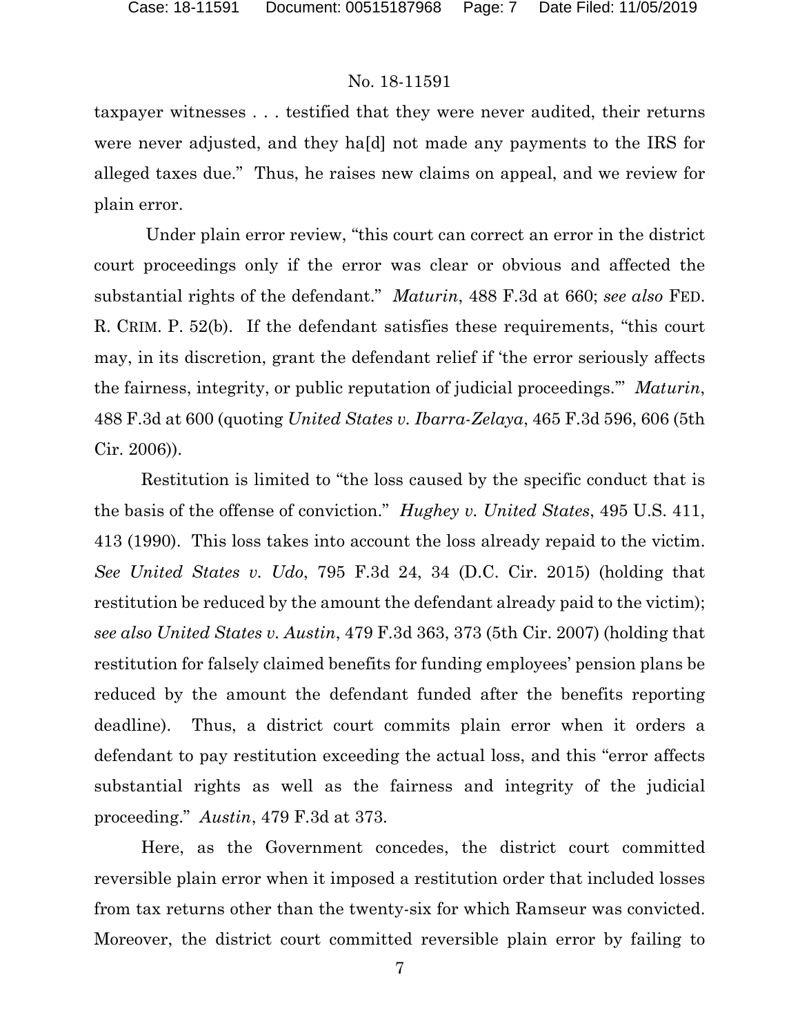taxpayer witnesses . . . testified that they were never audited, their returns were never adjusted, and they ha[d] not made any payments to the IRS for alleged taxes due." Thus, he raises new claims on appeal, and we review for plain error.

Under plain error review, "this court can correct an error in the district court proceedings only if the error was clear or obvious and affected the substantial rights of the defendant." *Maturin*, 488 F.3d at 660; *see also* FED. R. CRIM. P. 52(b). If the defendant satisfies these requirements, "this court may, in its discretion, grant the defendant relief if 'the error seriously affects the fairness, integrity, or public reputation of judicial proceedings.'" *Maturin*, 488 F.3d at 600 (quoting *United States v. Ibarra-Zelaya*, 465 F.3d 596, 606 (5th Cir. 2006)).

Restitution is limited to "the loss caused by the specific conduct that is the basis of the offense of conviction." *Hughey v. United States*, 495 U.S. 411, 413 (1990). This loss takes into account the loss already repaid to the victim. *See United States v. Udo*, 795 F.3d 24, 34 (D.C. Cir. 2015) (holding that restitution be reduced by the amount the defendant already paid to the victim); *see also United States v. Austin*, 479 F.3d 363, 373 (5th Cir. 2007) (holding that restitution for falsely claimed benefits for funding employees' pension plans be reduced by the amount the defendant funded after the benefits reporting deadline). Thus, a district court commits plain error when it orders a defendant to pay restitution exceeding the actual loss, and this "error affects substantial rights as well as the fairness and integrity of the judicial proceeding." *Austin*, 479 F.3d at 373.

Here, as the Government concedes, the district court committed reversible plain error when it imposed a restitution order that included losses from tax returns other than the twenty-six for which Ramseur was convicted. Moreover, the district court committed reversible plain error by failing to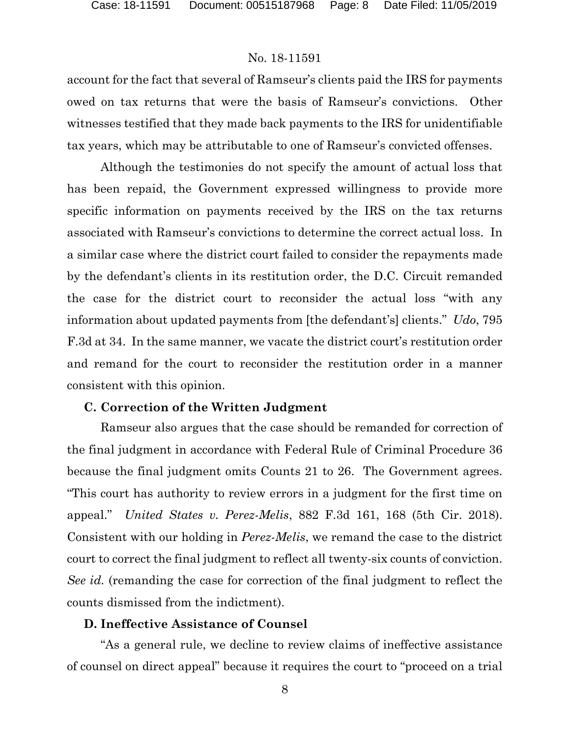account for the fact that several of Ramseur's clients paid the IRS for payments owed on tax returns that were the basis of Ramseur's convictions. Other witnesses testified that they made back payments to the IRS for unidentifiable tax years, which may be attributable to one of Ramseur's convicted offenses.

Although the testimonies do not specify the amount of actual loss that has been repaid, the Government expressed willingness to provide more specific information on payments received by the IRS on the tax returns associated with Ramseur's convictions to determine the correct actual loss. In a similar case where the district court failed to consider the repayments made by the defendant's clients in its restitution order, the D.C. Circuit remanded the case for the district court to reconsider the actual loss "with any information about updated payments from [the defendant's] clients." *Udo*, 795 F.3d at 34. In the same manner, we vacate the district court's restitution order and remand for the court to reconsider the restitution order in a manner consistent with this opinion.

### C. Correction of the Written Judgment

Ramseur also argues that the case should be remanded for correction of the final judgment in accordance with Federal Rule of Criminal Procedure 36 because the final judgment omits Counts 21 to 26. The Government agrees. "This court has authority to review errors in a judgment for the first time on appeal." *United States v. Perez-Melis*, 882 F.3d 161, 168 (5th Cir. 2018). Consistent with our holding in *Perez-Melis*, we remand the case to the district court to correct the final judgment to reflect all twenty-six counts of conviction. *See id.* (remanding the case for correction of the final judgment to reflect the counts dismissed from the indictment).

### D. Ineffective Assistance of Counsel

"As a general rule, we decline to review claims of ineffective assistance of counsel on direct appeal" because it requires the court to "proceed on a trial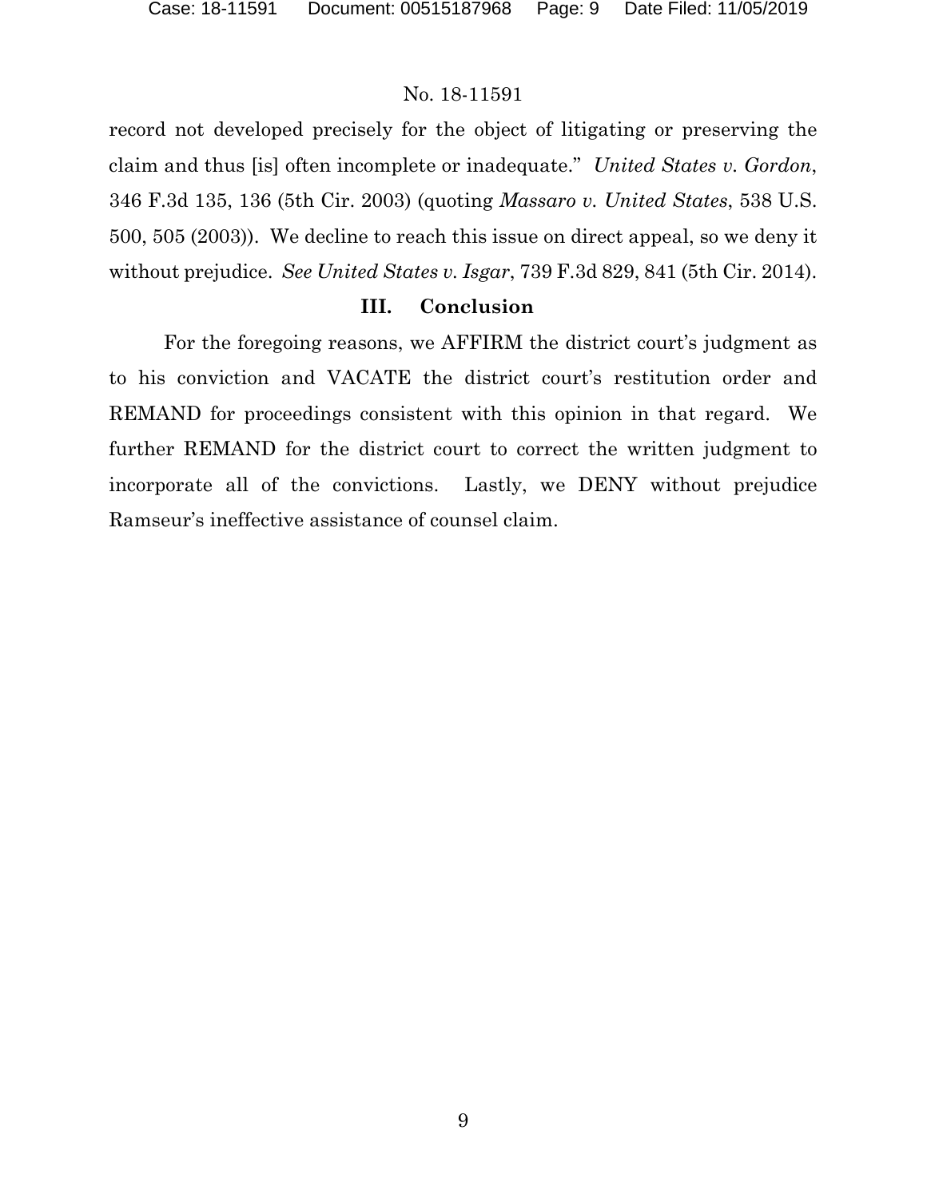record not developed precisely for the object of litigating or preserving the claim and thus [is] often incomplete or inadequate." *United States v. Gordon*, 346 F.3d 135, 136 (5th Cir. 2003) (quoting *Massaro v. United States*, 538 U.S. 500, 505 (2003)). We decline to reach this issue on direct appeal, so we deny it without prejudice. *See United States v. Isgar*, 739 F.3d 829, 841 (5th Cir. 2014).

## III. Conclusion

For the foregoing reasons, we AFFIRM the district court's judgment as to his conviction and VACATE the district court's restitution order and REMAND for proceedings consistent with this opinion in that regard. We further REMAND for the district court to correct the written judgment to incorporate all of the convictions. Lastly, we DENY without prejudice Ramseur's ineffective assistance of counsel claim.